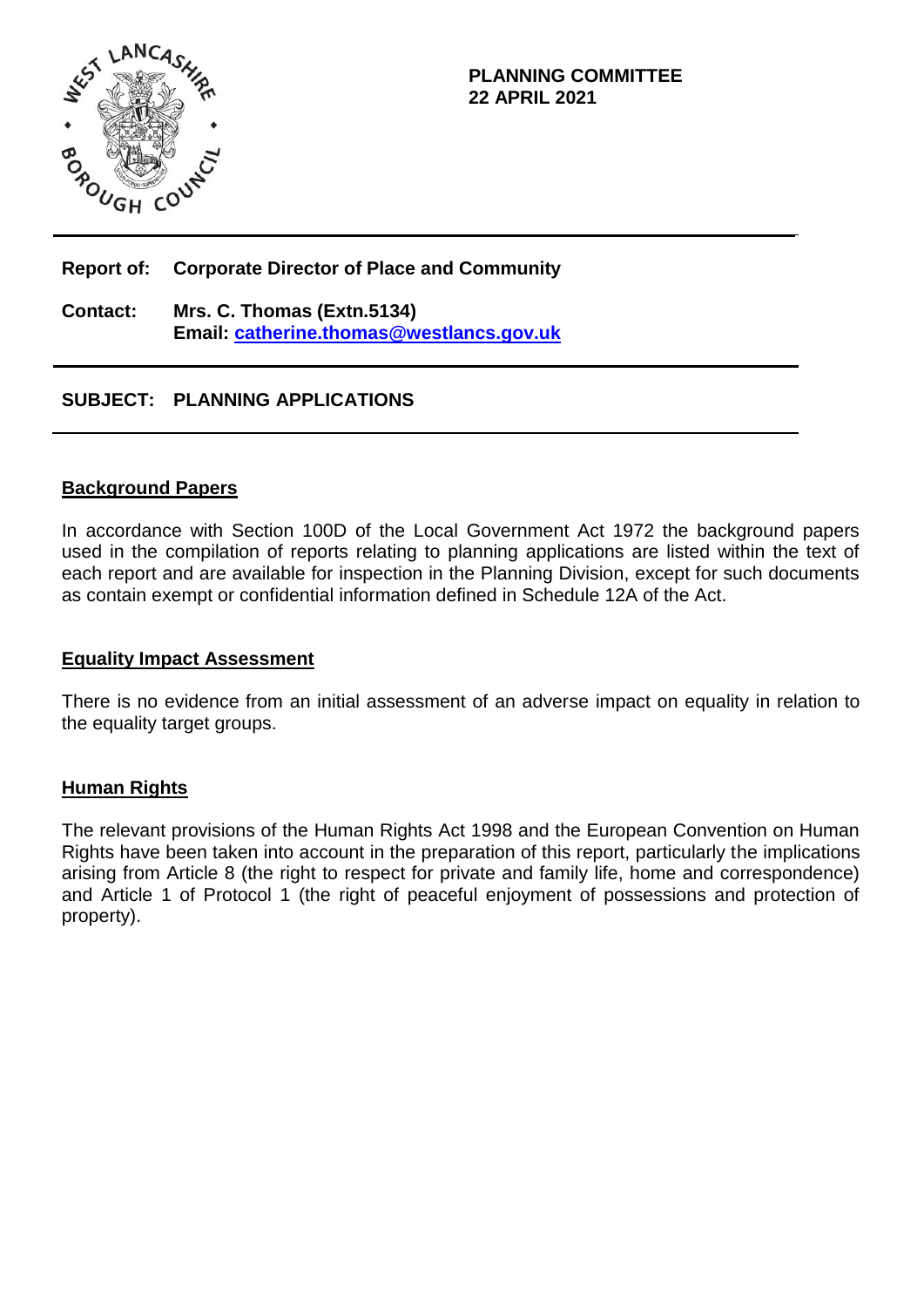**PLANNING COMMITTEE**
**22 APRIL 2021**

---

**Report of:** **Corporate Director of Place and Community**

**Contact:** **Mrs. C. Thomas (Extn.5134)**
**Email: catherine.thomas@westlancs.gov.uk**

---

**SUBJECT: PLANNING APPLICATIONS**

---

## Background Papers

In accordance with Section 100D of the Local Government Act 1972 the background papers used in the compilation of reports relating to planning applications are listed within the text of each report and are available for inspection in the Planning Division, except for such documents as contain exempt or confidential information defined in Schedule 12A of the Act.

## Equality Impact Assessment

There is no evidence from an initial assessment of an adverse impact on equality in relation to the equality target groups.

## Human Rights

The relevant provisions of the Human Rights Act 1998 and the European Convention on Human Rights have been taken into account in the preparation of this report, particularly the implications arising from Article 8 (the right to respect for private and family life, home and correspondence) and Article 1 of Protocol 1 (the right of peaceful enjoyment of possessions and protection of property).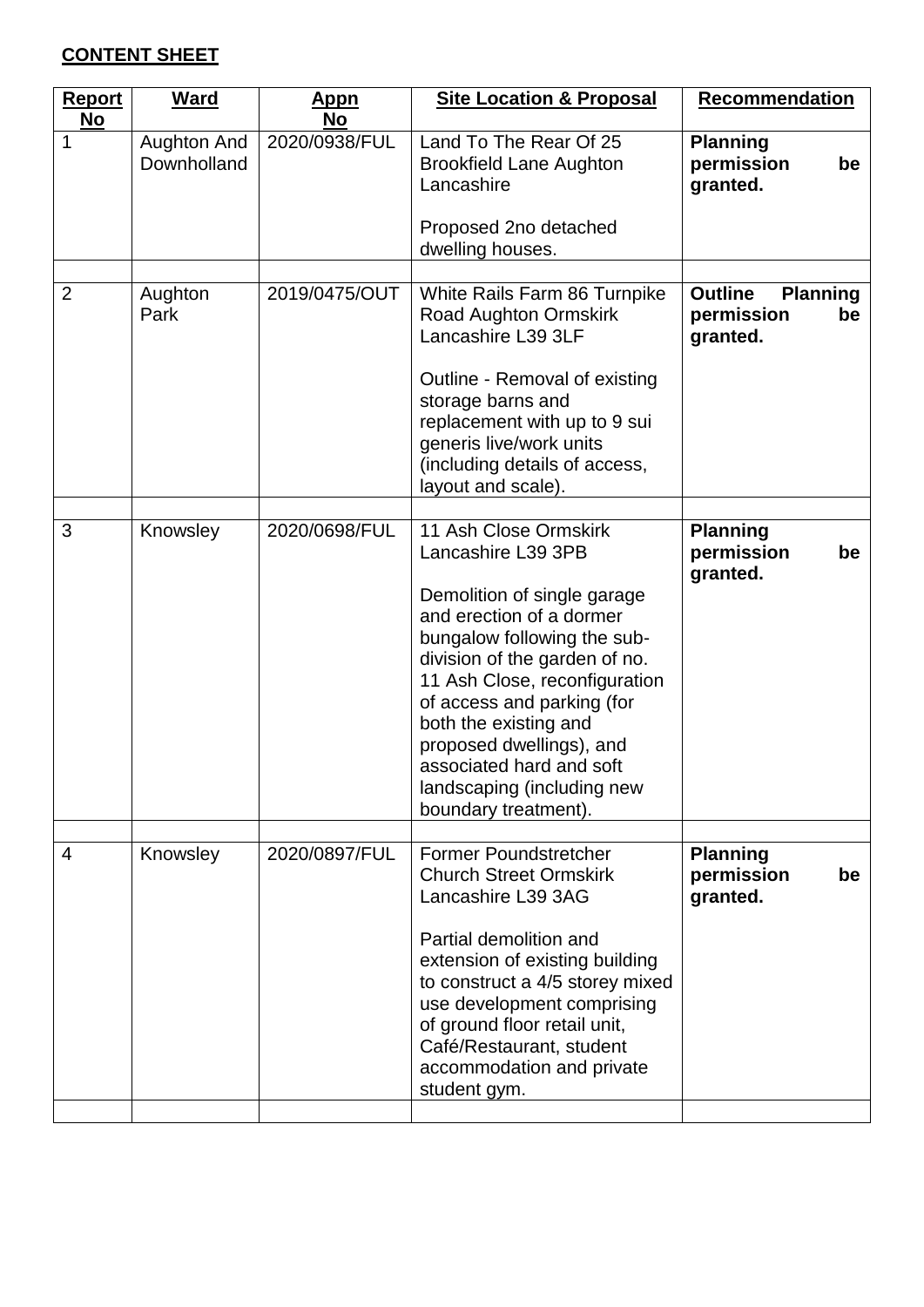**CONTENT SHEET**

| Report No | Ward | Appn No | Site Location & Proposal | Recommendation |
|---|---|---|---|---|
| 1 | Aughton And Downholland | 2020/0938/FUL | Land To The Rear Of 25 Brookfield Lane Aughton Lancashire<br><br>Proposed 2no detached dwelling houses. | **Planning permission be granted.** |
| | | | | |
| 2 | Aughton Park | 2019/0475/OUT | White Rails Farm 86 Turnpike Road Aughton Ormskirk Lancashire L39 3LF<br><br>Outline - Removal of existing storage barns and replacement with up to 9 sui generis live/work units (including details of access, layout and scale). | **Outline Planning permission be granted.** |
| | | | | |
| 3 | Knowsley | 2020/0698/FUL | 11 Ash Close Ormskirk Lancashire L39 3PB<br><br>Demolition of single garage and erection of a dormer bungalow following the sub-division of the garden of no. 11 Ash Close, reconfiguration of access and parking (for both the existing and proposed dwellings), and associated hard and soft landscaping (including new boundary treatment). | **Planning permission be granted.** |
| | | | | |
| 4 | Knowsley | 2020/0897/FUL | Former Poundstretcher Church Street Ormskirk Lancashire L39 3AG<br><br>Partial demolition and extension of existing building to construct a 4/5 storey mixed use development comprising of ground floor retail unit, Café/Restaurant, student accommodation and private student gym. | **Planning permission be granted.** |
| | | | | |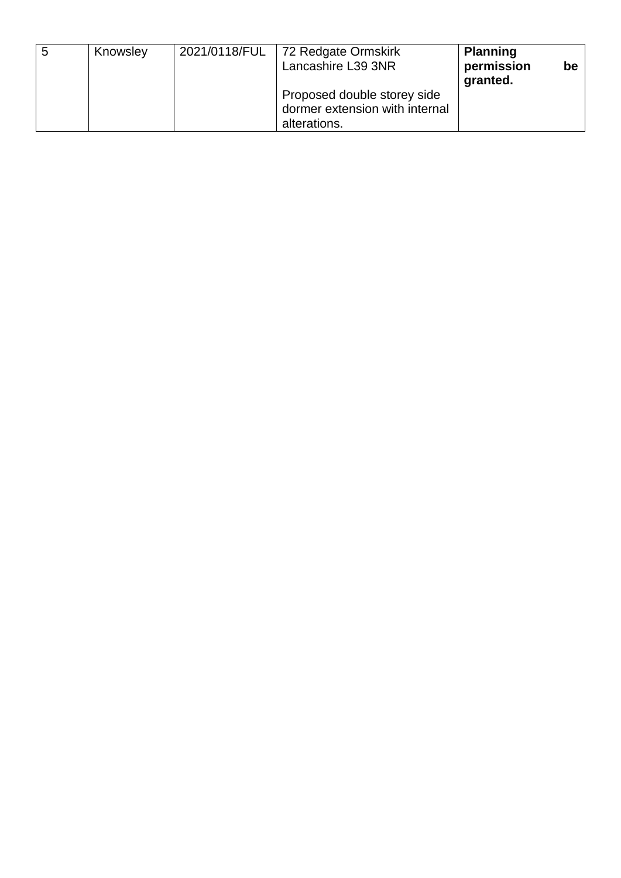| | | | | |
|---|---|---|---|---|
| 5 | Knowsley | 2021/0118/FUL | 72 Redgate Ormskirk Lancashire L39 3NR<br><br>Proposed double storey side dormer extension with internal alterations. | **Planning permission be granted.** |